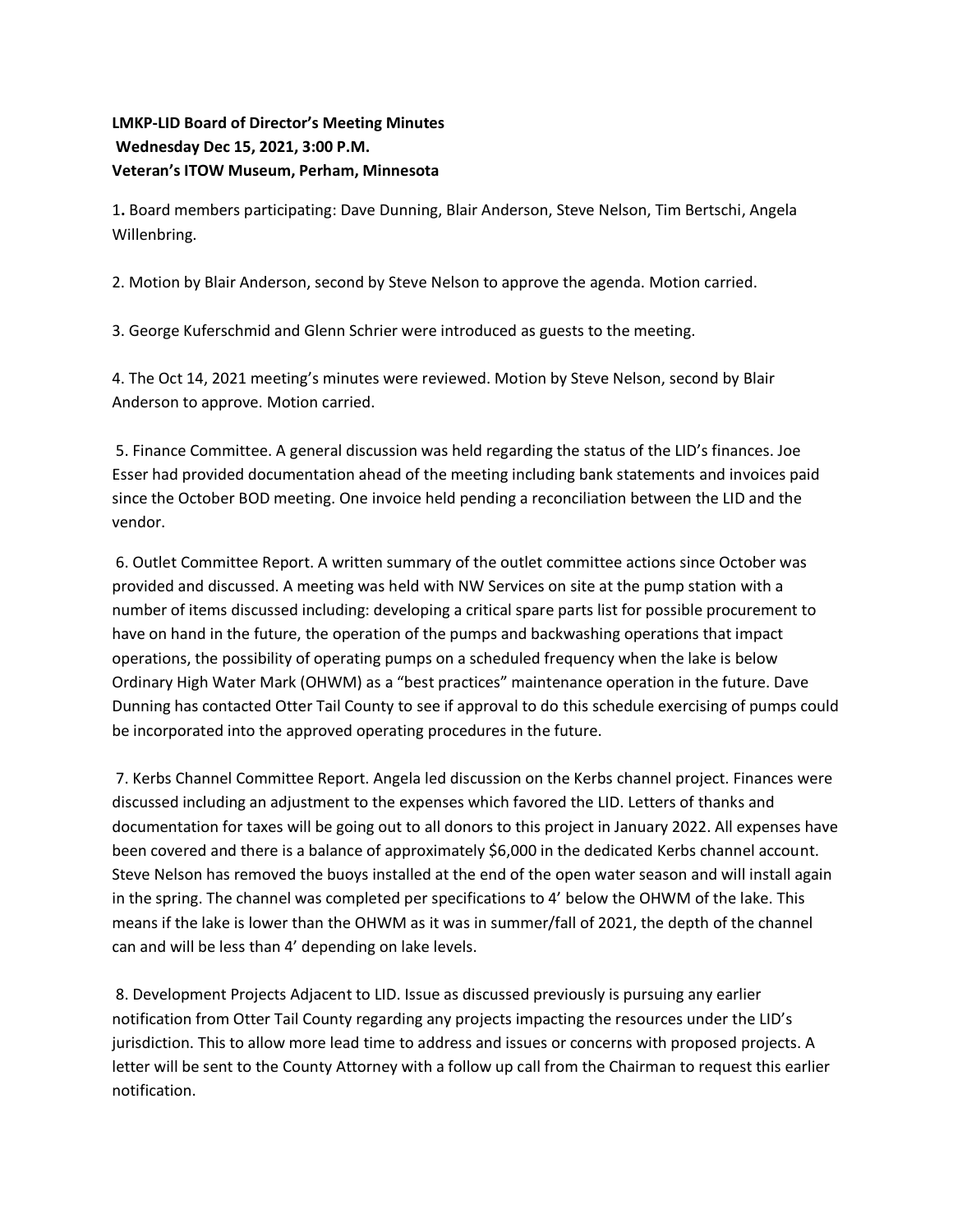**LMKP-LID Board of Director's Meeting Minutes**
**Wednesday Dec 15, 2021, 3:00 P.M.**
**Veteran's ITOW Museum, Perham, Minnesota**

1**.** Board members participating: Dave Dunning, Blair Anderson, Steve Nelson, Tim Bertschi, Angela Willenbring.

2. Motion by Blair Anderson, second by Steve Nelson to approve the agenda. Motion carried.

3. George Kuferschmid and Glenn Schrier were introduced as guests to the meeting.

4. The Oct 14, 2021 meeting's minutes were reviewed. Motion by Steve Nelson, second by Blair Anderson to approve. Motion carried.

5. Finance Committee. A general discussion was held regarding the status of the LID's finances. Joe Esser had provided documentation ahead of the meeting including bank statements and invoices paid since the October BOD meeting. One invoice held pending a reconciliation between the LID and the vendor.

6. Outlet Committee Report. A written summary of the outlet committee actions since October was provided and discussed. A meeting was held with NW Services on site at the pump station with a number of items discussed including: developing a critical spare parts list for possible procurement to have on hand in the future, the operation of the pumps and backwashing operations that impact operations, the possibility of operating pumps on a scheduled frequency when the lake is below Ordinary High Water Mark (OHWM) as a "best practices" maintenance operation in the future. Dave Dunning has contacted Otter Tail County to see if approval to do this schedule exercising of pumps could be incorporated into the approved operating procedures in the future.

7. Kerbs Channel Committee Report. Angela led discussion on the Kerbs channel project. Finances were discussed including an adjustment to the expenses which favored the LID. Letters of thanks and documentation for taxes will be going out to all donors to this project in January 2022. All expenses have been covered and there is a balance of approximately $6,000 in the dedicated Kerbs channel account. Steve Nelson has removed the buoys installed at the end of the open water season and will install again in the spring. The channel was completed per specifications to 4' below the OHWM of the lake. This means if the lake is lower than the OHWM as it was in summer/fall of 2021, the depth of the channel can and will be less than 4' depending on lake levels.

8. Development Projects Adjacent to LID. Issue as discussed previously is pursuing any earlier notification from Otter Tail County regarding any projects impacting the resources under the LID's jurisdiction. This to allow more lead time to address and issues or concerns with proposed projects. A letter will be sent to the County Attorney with a follow up call from the Chairman to request this earlier notification.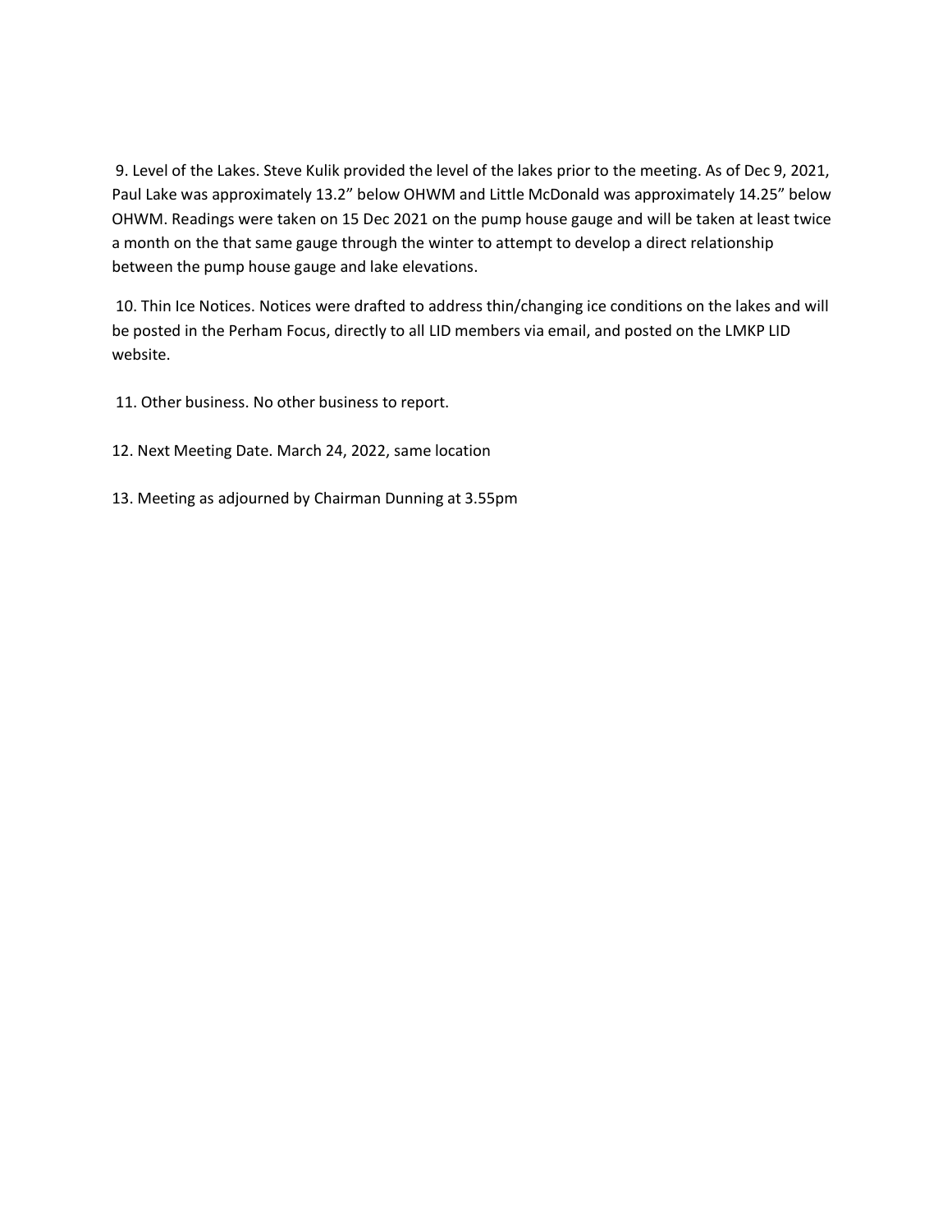9. Level of the Lakes. Steve Kulik provided the level of the lakes prior to the meeting. As of Dec 9, 2021, Paul Lake was approximately 13.2" below OHWM and Little McDonald was approximately 14.25" below OHWM. Readings were taken on 15 Dec 2021 on the pump house gauge and will be taken at least twice a month on the that same gauge through the winter to attempt to develop a direct relationship between the pump house gauge and lake elevations.

10. Thin Ice Notices. Notices were drafted to address thin/changing ice conditions on the lakes and will be posted in the Perham Focus, directly to all LID members via email, and posted on the LMKP LID website.

11. Other business. No other business to report.

12. Next Meeting Date. March 24, 2022, same location

13. Meeting as adjourned by Chairman Dunning at 3.55pm